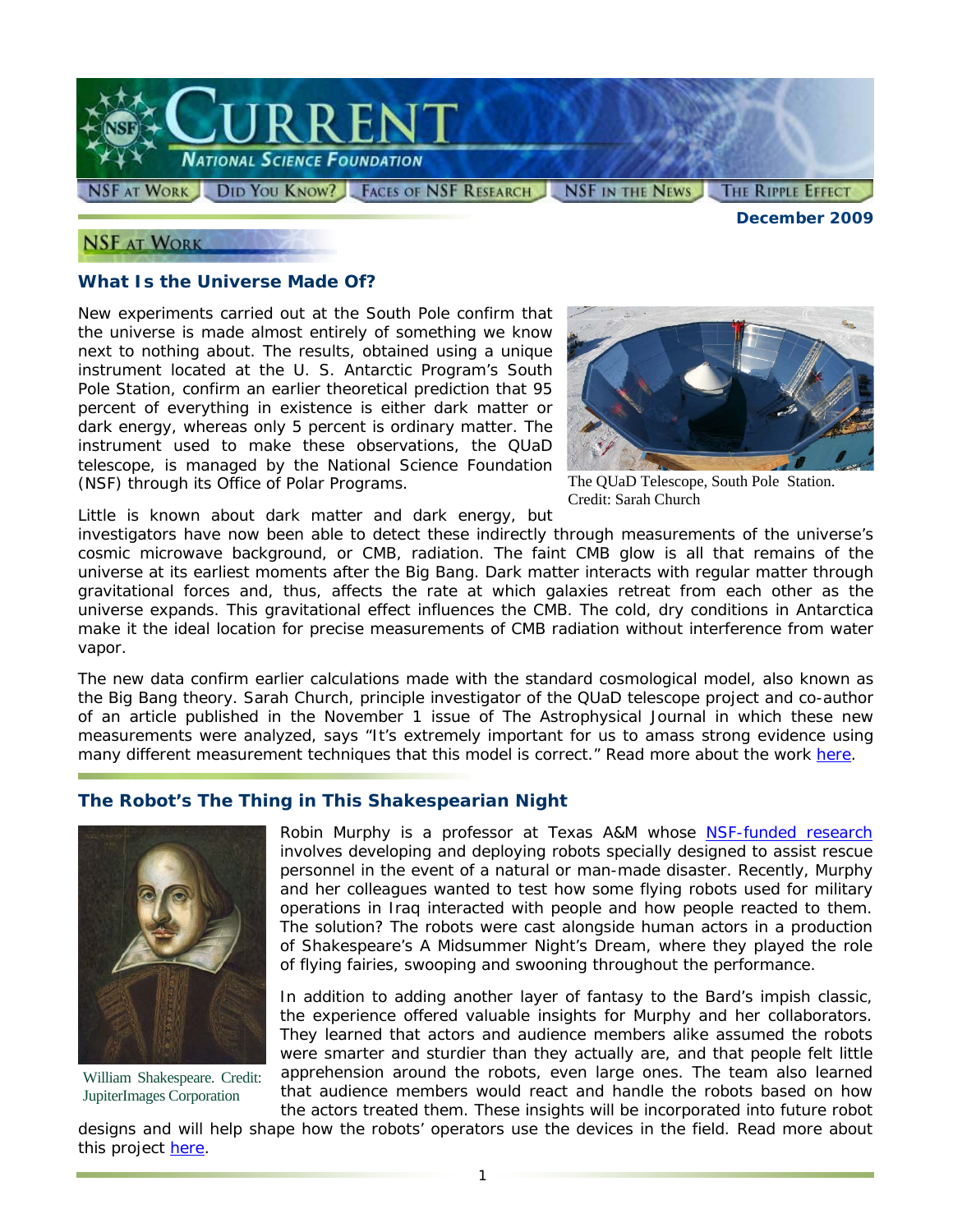# Current — National Science Foundation

NSF at Work | Did You Know? | Faces of NSF Research | NSF in the News | The Ripple Effect

**December 2009**

## NSF at Work

### What Is the Universe Made Of?

New experiments carried out at the South Pole confirm that the universe is made almost entirely of something we know next to nothing about. The results, obtained using a unique instrument located at the U. S. Antarctic Program's South Pole Station, confirm an earlier theoretical prediction that 95 percent of everything in existence is either dark matter or dark energy, whereas only 5 percent is ordinary matter. The instrument used to make these observations, the QUaD telescope, is managed by the National Science Foundation (NSF) through its Office of Polar Programs.

The QUaD Telescope, South Pole Station. Credit: Sarah Church

Little is known about dark matter and dark energy, but investigators have now been able to detect these indirectly through measurements of the universe's cosmic microwave background, or CMB, radiation. The faint CMB glow is all that remains of the universe at its earliest moments after the Big Bang. Dark matter interacts with regular matter through gravitational forces and, thus, affects the rate at which galaxies retreat from each other as the universe expands. This gravitational effect influences the CMB. The cold, dry conditions in Antarctica make it the ideal location for precise measurements of CMB radiation without interference from water vapor.

The new data confirm earlier calculations made with the standard cosmological model, also known as the Big Bang theory. Sarah Church, principle investigator of the QUaD telescope project and co-author of an article published in the November 1 issue of The Astrophysical Journal in which these new measurements were analyzed, says "It's extremely important for us to amass strong evidence using many different measurement techniques that this model is correct." Read more about the work here.

### The Robot's The Thing in This Shakespearian Night

William Shakespeare. Credit: JupiterImages Corporation

Robin Murphy is a professor at Texas A&M whose NSF-funded research involves developing and deploying robots specially designed to assist rescue personnel in the event of a natural or man-made disaster. Recently, Murphy and her colleagues wanted to test how some flying robots used for military operations in Iraq interacted with people and how people reacted to them. The solution? The robots were cast alongside human actors in a production of Shakespeare's A Midsummer Night's Dream, where they played the role of flying fairies, swooping and swooning throughout the performance.

In addition to adding another layer of fantasy to the Bard's impish classic, the experience offered valuable insights for Murphy and her collaborators. They learned that actors and audience members alike assumed the robots were smarter and sturdier than they actually are, and that people felt little apprehension around the robots, even large ones. The team also learned that audience members would react and handle the robots based on how the actors treated them. These insights will be incorporated into future robot designs and will help shape how the robots' operators use the devices in the field. Read more about this project here.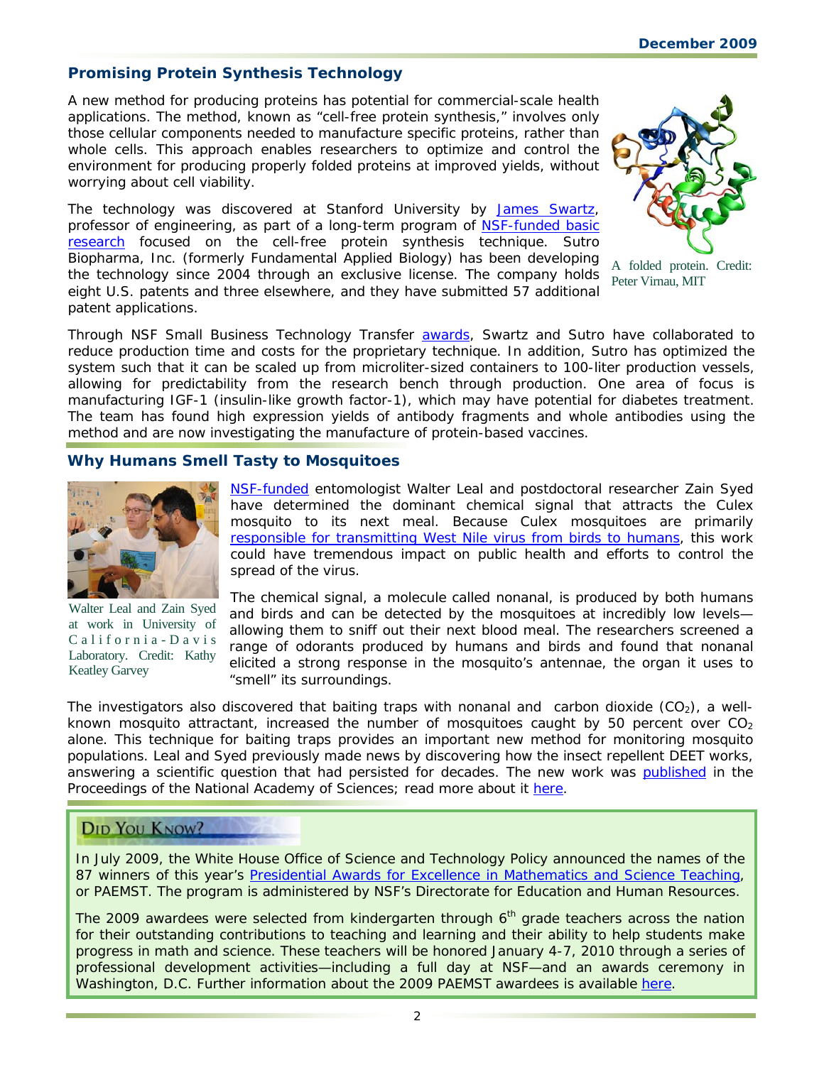## Promising Protein Synthesis Technology

A new method for producing proteins has potential for commercial-scale health applications. The method, known as "cell-free protein synthesis," involves only those cellular components needed to manufacture specific proteins, rather than whole cells. This approach enables researchers to optimize and control the environment for producing properly folded proteins at improved yields, without worrying about cell viability.

The technology was discovered at Stanford University by James Swartz, professor of engineering, as part of a long-term program of NSF-funded basic research focused on the cell-free protein synthesis technique. Sutro Biopharma, Inc. (formerly Fundamental Applied Biology) has been developing the technology since 2004 through an exclusive license. The company holds eight U.S. patents and three elsewhere, and they have submitted 57 additional patent applications.

A folded protein. Credit: Peter Virnau, MIT

Through NSF Small Business Technology Transfer awards, Swartz and Sutro have collaborated to reduce production time and costs for the proprietary technique. In addition, Sutro has optimized the system such that it can be scaled up from microliter-sized containers to 100-liter production vessels, allowing for predictability from the research bench through production. One area of focus is manufacturing IGF-1 (insulin-like growth factor-1), which may have potential for diabetes treatment. The team has found high expression yields of antibody fragments and whole antibodies using the method and are now investigating the manufacture of protein-based vaccines.

## Why Humans Smell Tasty to Mosquitoes

Walter Leal and Zain Syed at work in University of California-Davis Laboratory. Credit: Kathy Keatley Garvey

NSF-funded entomologist Walter Leal and postdoctoral researcher Zain Syed have determined the dominant chemical signal that attracts the Culex mosquito to its next meal. Because Culex mosquitoes are primarily responsible for transmitting West Nile virus from birds to humans, this work could have tremendous impact on public health and efforts to control the spread of the virus.

The chemical signal, a molecule called nonanal, is produced by both humans and birds and can be detected by the mosquitoes at incredibly low levels—allowing them to sniff out their next blood meal. The researchers screened a range of odorants produced by humans and birds and found that nonanal elicited a strong response in the mosquito's antennae, the organ it uses to "smell" its surroundings.

The investigators also discovered that baiting traps with nonanal and carbon dioxide ($CO_2$), a well-known mosquito attractant, increased the number of mosquitoes caught by 50 percent over $CO_2$ alone. This technique for baiting traps provides an important new method for monitoring mosquito populations. Leal and Syed previously made news by discovering how the insect repellent DEET works, answering a scientific question that had persisted for decades. The new work was published in the Proceedings of the National Academy of Sciences; read more about it here.

### Did You Know?

In July 2009, the White House Office of Science and Technology Policy announced the names of the 87 winners of this year's Presidential Awards for Excellence in Mathematics and Science Teaching, or PAEMST. The program is administered by NSF's Directorate for Education and Human Resources.

The 2009 awardees were selected from kindergarten through 6th grade teachers across the nation for their outstanding contributions to teaching and learning and their ability to help students make progress in math and science. These teachers will be honored January 4-7, 2010 through a series of professional development activities—including a full day at NSF—and an awards ceremony in Washington, D.C. Further information about the 2009 PAEMST awardees is available here.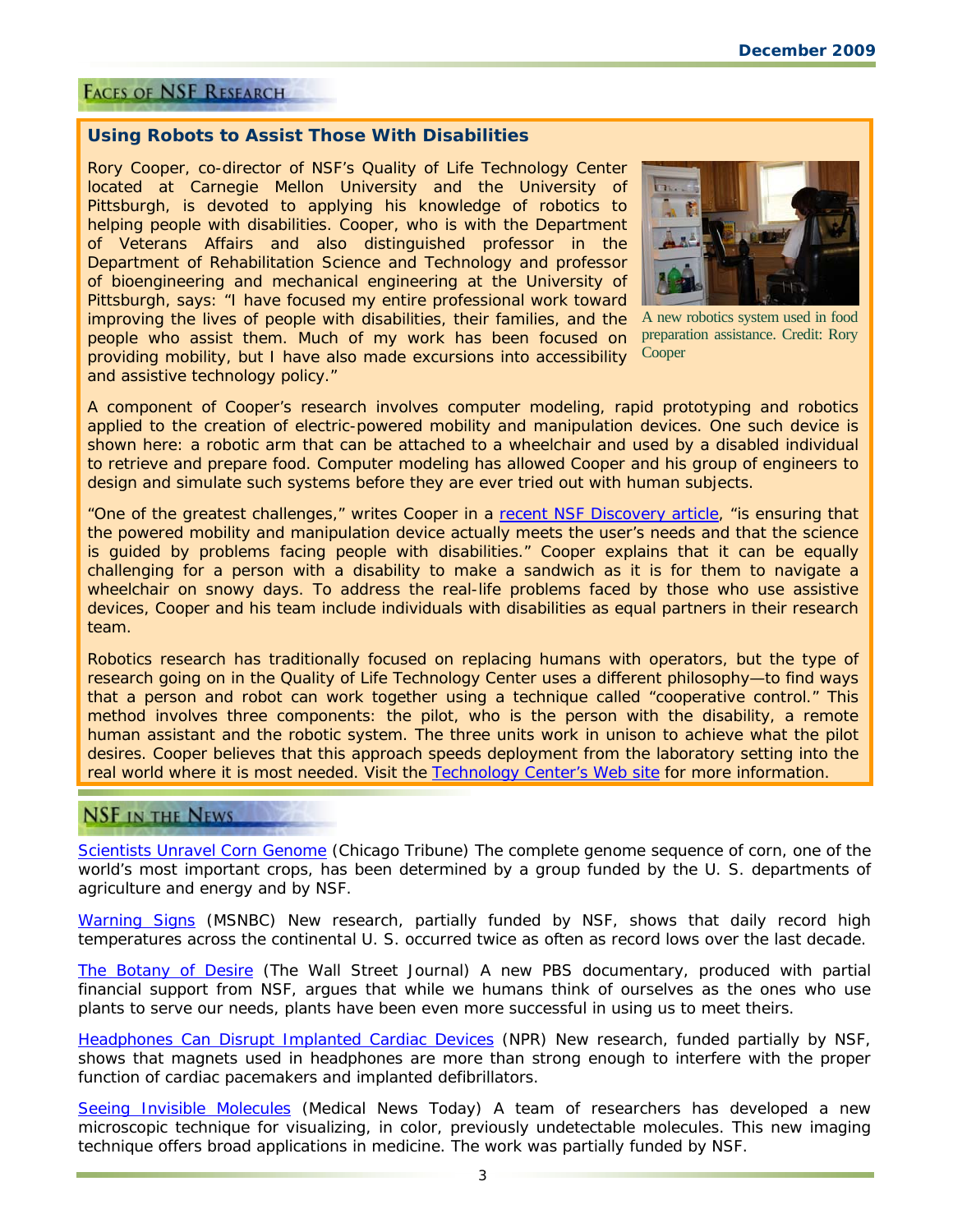## Faces of NSF Research

### Using Robots to Assist Those With Disabilities

Rory Cooper, co-director of NSF's Quality of Life Technology Center located at Carnegie Mellon University and the University of Pittsburgh, is devoted to applying his knowledge of robotics to helping people with disabilities. Cooper, who is with the Department of Veterans Affairs and also distinguished professor in the Department of Rehabilitation Science and Technology and professor of bioengineering and mechanical engineering at the University of Pittsburgh, says: "I have focused my entire professional work toward improving the lives of people with disabilities, their families, and the people who assist them. Much of my work has been focused on providing mobility, but I have also made excursions into accessibility and assistive technology policy."

A new robotics system used in food preparation assistance. Credit: Rory Cooper

A component of Cooper's research involves computer modeling, rapid prototyping and robotics applied to the creation of electric-powered mobility and manipulation devices. One such device is shown here: a robotic arm that can be attached to a wheelchair and used by a disabled individual to retrieve and prepare food. Computer modeling has allowed Cooper and his group of engineers to design and simulate such systems before they are ever tried out with human subjects.

"One of the greatest challenges," writes Cooper in a recent NSF Discovery article, "is ensuring that the powered mobility and manipulation device actually meets the user's needs and that the science is guided by problems facing people with disabilities." Cooper explains that it can be equally challenging for a person with a disability to make a sandwich as it is for them to navigate a wheelchair on snowy days. To address the real-life problems faced by those who use assistive devices, Cooper and his team include individuals with disabilities as equal partners in their research team.

Robotics research has traditionally focused on replacing humans with operators, but the type of research going on in the Quality of Life Technology Center uses a different philosophy—to find ways that a person and robot can work together using a technique called "cooperative control." This method involves three components: the pilot, who is the person with the disability, a remote human assistant and the robotic system. The three units work in unison to achieve what the pilot desires. Cooper believes that this approach speeds deployment from the laboratory setting into the real world where it is most needed. Visit the Technology Center's Web site for more information.

## NSF in the News

Scientists Unravel Corn Genome (Chicago Tribune) The complete genome sequence of corn, one of the world's most important crops, has been determined by a group funded by the U. S. departments of agriculture and energy and by NSF.

Warning Signs (MSNBC) New research, partially funded by NSF, shows that daily record high temperatures across the continental U. S. occurred twice as often as record lows over the last decade.

The Botany of Desire (The Wall Street Journal) A new PBS documentary, produced with partial financial support from NSF, argues that while we humans think of ourselves as the ones who use plants to serve our needs, plants have been even more successful in using us to meet theirs.

Headphones Can Disrupt Implanted Cardiac Devices (NPR) New research, funded partially by NSF, shows that magnets used in headphones are more than strong enough to interfere with the proper function of cardiac pacemakers and implanted defibrillators.

Seeing Invisible Molecules (Medical News Today) A team of researchers has developed a new microscopic technique for visualizing, in color, previously undetectable molecules. This new imaging technique offers broad applications in medicine. The work was partially funded by NSF.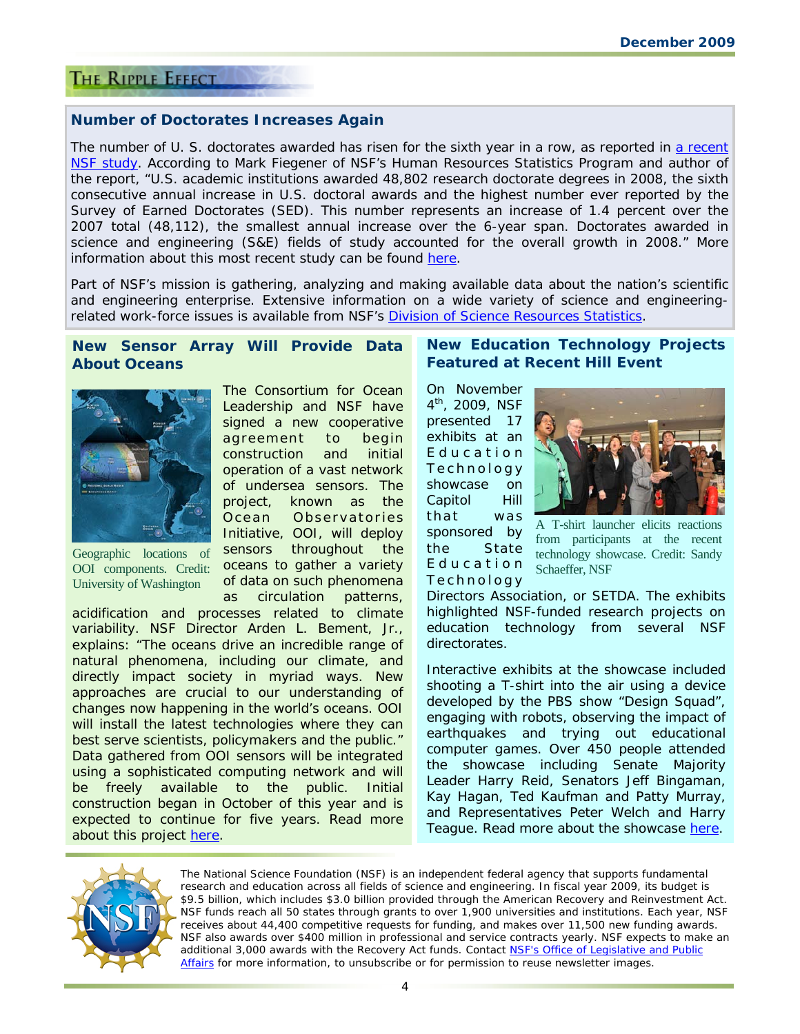# The Ripple Effect

## Number of Doctorates Increases Again

The number of U. S. doctorates awarded has risen for the sixth year in a row, as reported in a recent NSF study. According to Mark Fiegener of NSF's Human Resources Statistics Program and author of the report, "U.S. academic institutions awarded 48,802 research doctorate degrees in 2008, the sixth consecutive annual increase in U.S. doctoral awards and the highest number ever reported by the Survey of Earned Doctorates (SED). This number represents an increase of 1.4 percent over the 2007 total (48,112), the smallest annual increase over the 6-year span. Doctorates awarded in science and engineering (S&E) fields of study accounted for the overall growth in 2008." More information about this most recent study can be found here.

Part of NSF's mission is gathering, analyzing and making available data about the nation's scientific and engineering enterprise. Extensive information on a wide variety of science and engineering-related work-force issues is available from NSF's Division of Science Resources Statistics.

## New Sensor Array Will Provide Data About Oceans

Geographic locations of OOI components. Credit: University of Washington

The Consortium for Ocean Leadership and NSF have signed a new cooperative agreement to begin construction and initial operation of a vast network of undersea sensors. The project, known as the Ocean Observatories Initiative, OOI, will deploy sensors throughout the oceans to gather a variety of data on such phenomena as circulation patterns, acidification and processes related to climate variability. NSF Director Arden L. Bement, Jr., explains: "The oceans drive an incredible range of natural phenomena, including our climate, and directly impact society in myriad ways. New approaches are crucial to our understanding of changes now happening in the world's oceans. OOI will install the latest technologies where they can best serve scientists, policymakers and the public." Data gathered from OOI sensors will be integrated using a sophisticated computing network and will be freely available to the public. Initial construction began in October of this year and is expected to continue for five years. Read more about this project here.

## New Education Technology Projects Featured at Recent Hill Event

On November 4th, 2009, NSF presented 17 exhibits at an Education Technology showcase on Capitol Hill that was sponsored by the State Education Technology Directors Association, or SETDA. The exhibits highlighted NSF-funded research projects on education technology from several NSF directorates.

A T-shirt launcher elicits reactions from participants at the recent technology showcase. Credit: Sandy Schaeffer, NSF

Interactive exhibits at the showcase included shooting a T-shirt into the air using a device developed by the PBS show "Design Squad", engaging with robots, observing the impact of earthquakes and trying out educational computer games. Over 450 people attended the showcase including Senate Majority Leader Harry Reid, Senators Jeff Bingaman, Kay Hagan, Ted Kaufman and Patty Murray, and Representatives Peter Welch and Harry Teague. Read more about the showcase here.

---

The National Science Foundation (NSF) is an independent federal agency that supports fundamental research and education across all fields of science and engineering. In fiscal year 2009, its budget is $9.5 billion, which includes $3.0 billion provided through the American Recovery and Reinvestment Act. NSF funds reach all 50 states through grants to over 1,900 universities and institutions. Each year, NSF receives about 44,400 competitive requests for funding, and makes over 11,500 new funding awards. NSF also awards over $400 million in professional and service contracts yearly. NSF expects to make an additional 3,000 awards with the Recovery Act funds. Contact NSF's Office of Legislative and Public Affairs for more information, to unsubscribe or for permission to reuse newsletter images.